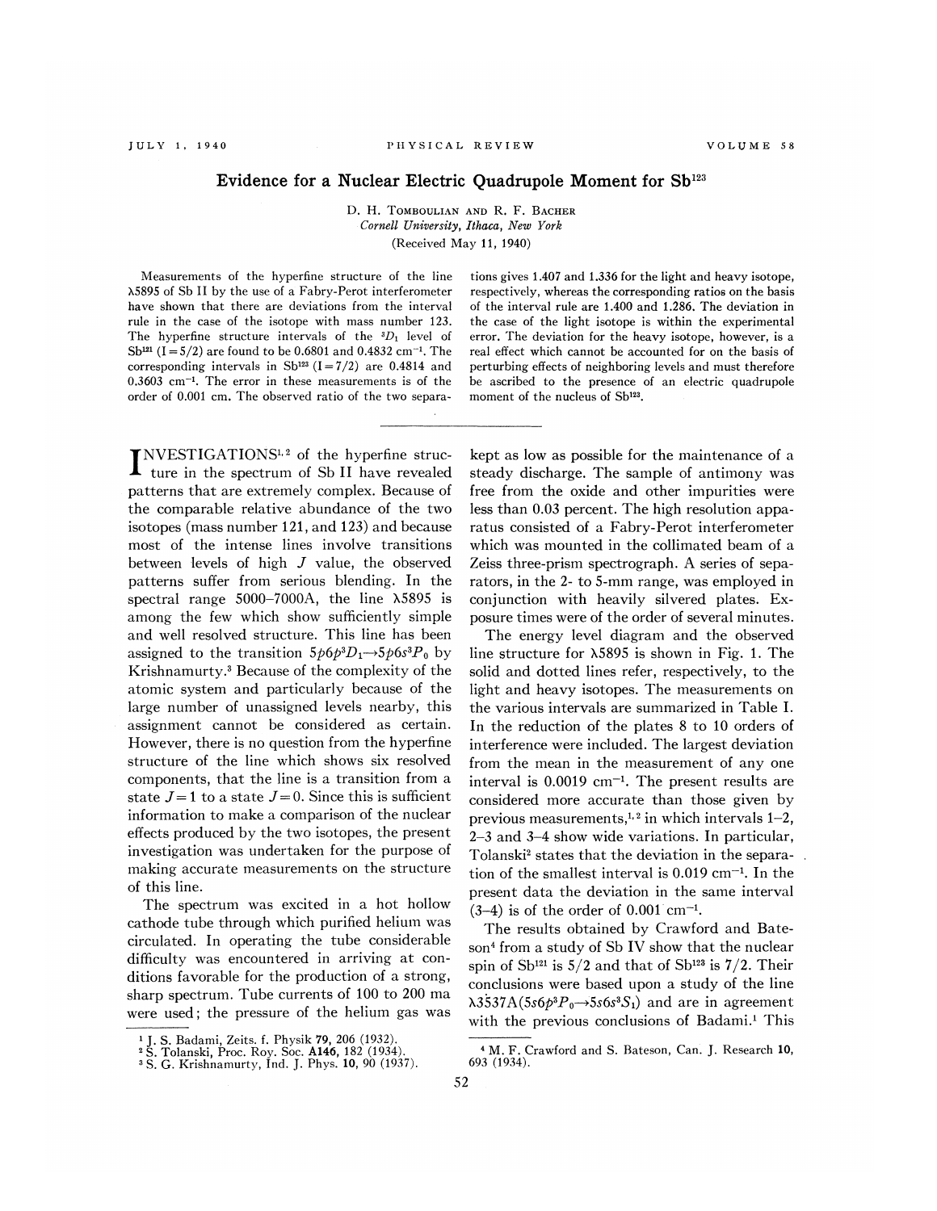# Evidence for a Nuclear Electric Quadrupole Moment for $Sb^{123}$

D. H. Tomboulian and R. F. Bacher

*Cornell University, Ithaca, New York*

(Received May 11, 1940)

Measurements of the hyperfine structure of the line λ5895 of Sb II by the use of a Fabry-Perot interferometer have shown that there are deviations from the interval rule in the case of the isotope with mass number 123. The hyperfine structure intervals of the ${}^3D_1$ level of $Sb^{121}$ $(I=5/2)$ are found to be 0.6801 and 0.4832 $cm^{-1}$. The corresponding intervals in $Sb^{123}$ $(I=7/2)$ are 0.4814 and 0.3603 $cm^{-1}$. The error in these measurements is of the order of 0.001 cm. The observed ratio of the two separations gives 1.407 and 1.336 for the light and heavy isotope, respectively, whereas the corresponding ratios on the basis of the interval rule are 1.400 and 1.286. The deviation in the case of the light isotope is within the experimental error. The deviation for the heavy isotope, however, is a real effect which cannot be accounted for on the basis of perturbing effects of neighboring levels and must therefore be ascribed to the presence of an electric quadrupole moment of the nucleus of $Sb^{123}$.

---

Investigations[1,2] of the hyperfine structure in the spectrum of Sb II have revealed patterns that are extremely complex. Because of the comparable relative abundance of the two isotopes (mass number 121, and 123) and because most of the intense lines involve transitions between levels of high $J$ value, the observed patterns suffer from serious blending. In the spectral range 5000–7000A, the line λ5895 is among the few which show sufficiently simple and well resolved structure. This line has been assigned to the transition $5p6p\,{}^3D_1 \rightarrow 5p6s\,{}^3P_0$ by Krishnamurty.[3] Because of the complexity of the atomic system and particularly because of the large number of unassigned levels nearby, this assignment cannot be considered as certain. However, there is no question from the hyperfine structure of the line which shows six resolved components, that the line is a transition from a state $J=1$ to a state $J=0$. Since this is sufficient information to make a comparison of the nuclear effects produced by the two isotopes, the present investigation was undertaken for the purpose of making accurate measurements on the structure of this line.

The spectrum was excited in a hot hollow cathode tube through which purified helium was circulated. In operating the tube considerable difficulty was encountered in arriving at conditions favorable for the production of a strong, sharp spectrum. Tube currents of 100 to 200 ma were used; the pressure of the helium gas was kept as low as possible for the maintenance of a steady discharge. The sample of antimony was free from the oxide and other impurities were less than 0.03 percent. The high resolution apparatus consisted of a Fabry-Perot interferometer which was mounted in the collimated beam of a Zeiss three-prism spectrograph. A series of separators, in the 2- to 5-mm range, was employed in conjunction with heavily silvered plates. Exposure times were of the order of several minutes.

The energy level diagram and the observed line structure for λ5895 is shown in Fig. 1. The solid and dotted lines refer, respectively, to the light and heavy isotopes. The measurements on the various intervals are summarized in Table I. In the reduction of the plates 8 to 10 orders of interference were included. The largest deviation from the mean in the measurement of any one interval is 0.0019 $cm^{-1}$. The present results are considered more accurate than those given by previous measurements,[1,2] in which intervals 1–2, 2–3 and 3–4 show wide variations. In particular, Tolanski[2] states that the deviation in the separation of the smallest interval is 0.019 $cm^{-1}$. In the present data the deviation in the same interval (3–4) is of the order of 0.001 $cm^{-1}$.

The results obtained by Crawford and Bateson[4] from a study of Sb IV show that the nuclear spin of $Sb^{121}$ is 5/2 and that of $Sb^{123}$ is 7/2. Their conclusions were based upon a study of the line λ3537A$(5s6p\,{}^3P_0 \rightarrow 5s6s\,{}^3S_1)$ and are in agreement with the previous conclusions of Badami.[1] This

[1] J. S. Badami, Zeits. f. Physik **79**, 206 (1932).

[2] S. Tolanski, Proc. Roy. Soc. **A146**, 182 (1934).

[3] S. G. Krishnamurty, Ind. J. Phys. **10**, 90 (1937).

[4] M. F. Crawford and S. Bateson, Can. J. Research **10**, 693 (1934).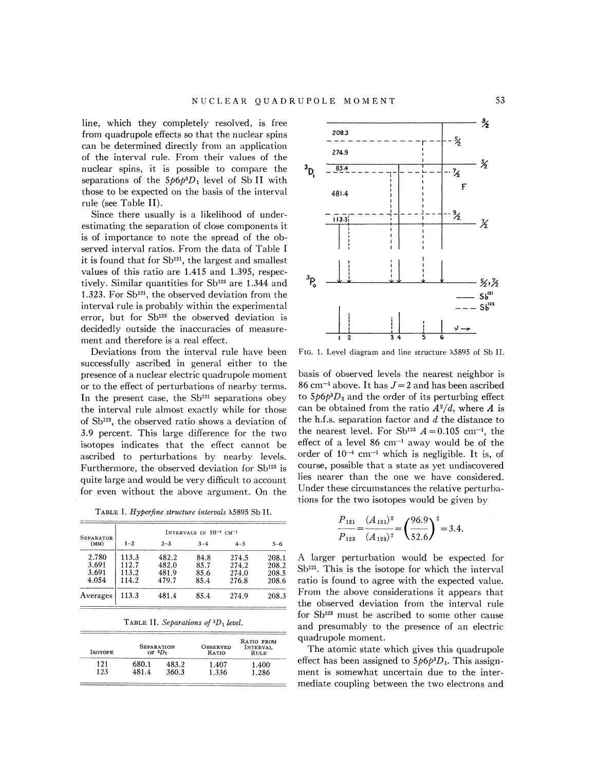line, which they completely resolved, is free from quadrupole effects so that the nuclear spins can be determined directly from an application of the interval rule. From their values of the nuclear spins, it is possible to compare the separations of the $5p6p^3D_1$ level of Sb II with those to be expected on the basis of the interval rule (see Table II).

Since there usually is a likelihood of underestimating the separation of close components it is of importance to note the spread of the observed interval ratios. From the data of Table I it is found that for $Sb^{121}$, the largest and smallest values of this ratio are 1.415 and 1.395, respectively. Similar quantities for $Sb^{123}$ are 1.344 and 1.323. For $Sb^{121}$, the observed deviation from the interval rule is probably within the experimental error, but for $Sb^{123}$ the observed deviation is decidedly outside the inaccuracies of measurement and therefore is a real effect.

Deviations from the interval rule have been successfully ascribed in general either to the presence of a nuclear electric quadrupole moment or to the effect of perturbations of nearby terms. In the present case, the $Sb^{121}$ separations obey the interval rule almost exactly while for those of $Sb^{123}$, the observed ratio shows a deviation of 3.9 percent. This large difference for the two isotopes indicates that the effect cannot be ascribed to perturbations by nearby levels. Furthermore, the observed deviation for $Sb^{123}$ is quite large and would be very difficult to account for even without the above argument. On the basis of observed levels the nearest neighbor is 86 cm$^{-1}$ above. It has $J=2$ and has been ascribed to $5p6p^3D_2$ and the order of its perturbing effect can be obtained from the ratio $A^2/d$, where $A$ is the h.f.s. separation factor and $d$ the distance to the nearest level. For $Sb^{123}$ $A=0.105$ cm$^{-1}$, the effect of a level 86 cm$^{-1}$ away would be of the order of $10^{-4}$ cm$^{-1}$ which is negligible. It is, of course, possible that a state as yet undiscovered lies nearer than the one we have considered. Under these circumstances the relative perturbations for the two isotopes would be given by

$$\frac{P_{121}}{P_{123}}=\frac{(A_{121})^2}{(A_{123})^2}=\left(\frac{96.9}{52.6}\right)^2=3.4.$$

A larger perturbation would be expected for $Sb^{121}$. This is the isotope for which the interval ratio is found to agree with the expected value. From the above considerations it appears that the observed deviation from the interval rule for $Sb^{123}$ must be ascribed to some other cause and presumably to the presence of an electric quadrupole moment.

The atomic state which gives this quadrupole effect has been assigned to $5p6p^3D_1$. This assignment is somewhat uncertain due to the intermediate coupling between the two electrons and

FIG. 1. Level diagram and line structure λ5895 of Sb II.

TABLE I. *Hyperfine structure intervals* λ5895 Sb II.

| Separator (mm) | Intervals in $10^{-3}$ cm$^{-1}$ | | | | |
|---|---|---|---|---|---|
| | 1–2 | 2–3 | 3–4 | 4–5 | 5–6 |
| 2.780 | 113.3 | 482.2 | 84.8 | 274.5 | 208.1 |
| 3.691 | 112.7 | 482.0 | 85.7 | 274.2 | 208.2 |
| 3.691 | 113.2 | 481.9 | 85.6 | 274.0 | 208.5 |
| 4.054 | 114.2 | 479.7 | 85.4 | 276.8 | 208.6 |
| Averages | 113.3 | 481.4 | 85.4 | 274.9 | 208.3 |

TABLE II. *Separations of* $^3D_1$ *level.*

| Isotope | Separation of $^3D_1$ | | Observed Ratio | Ratio from Interval Rule |
|---|---|---|---|---|
| 121 | 680.1 | 483.2 | 1.407 | 1.400 |
| 123 | 481.4 | 360.3 | 1.336 | 1.286 |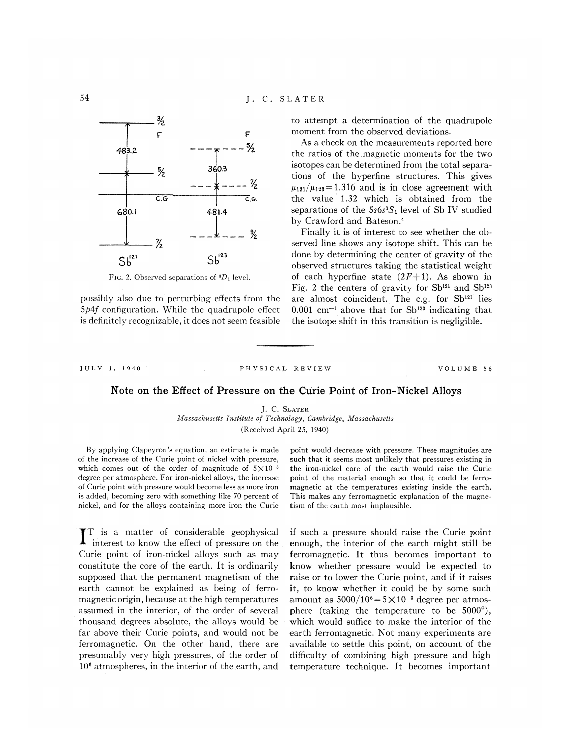3/2

F

483.2

5/2

C.G

680.1

7/2

$Sb^{121}$

F

5/2

360.3

7/2

C.G.

481.4

9/2

$Sb^{123}$

FIG. 2. Observed separations of $^3D_1$ level.

possibly also due to perturbing effects from the $5p4f$ configuration. While the quadrupole effect is definitely recognizable, it does not seem feasible to attempt a determination of the quadrupole moment from the observed deviations.

As a check on the measurements reported here the ratios of the magnetic moments for the two isotopes can be determined from the total separations of the hyperfine structures. This gives $\mu_{121}/\mu_{123} = 1.316$ and is in close agreement with the value 1.32 which is obtained from the separations of the $5s6s\,^3S_1$ level of Sb IV studied by Crawford and Bateson.[4]

Finally it is of interest to see whether the observed line shows any isotope shift. This can be done by determining the center of gravity of the observed structures taking the statistical weight of each hyperfine state $(2F+1)$. As shown in Fig. 2 the centers of gravity for $Sb^{121}$ and $Sb^{123}$ are almost coincident. The c.g. for $Sb^{121}$ lies 0.001 cm$^{-1}$ above that for $Sb^{123}$ indicating that the isotope shift in this transition is negligible.

---

JULY 1, 1940 PHYSICAL REVIEW VOLUME 58

# Note on the Effect of Pressure on the Curie Point of Iron-Nickel Alloys

J. C. SLATER

*Massachusetts Institute of Technology, Cambridge, Massachusetts*

(Received April 25, 1940)

By applying Clapeyron's equation, an estimate is made of the increase of the Curie point of nickel with pressure, which comes out of the order of magnitude of $5\times10^{-5}$ degree per atmosphere. For iron-nickel alloys, the increase of Curie point with pressure would become less as more iron is added, becoming zero with something like 70 percent of nickel, and for the alloys containing more iron the Curie point would decrease with pressure. These magnitudes are such that it seems most unlikely that pressures existing in the iron-nickel core of the earth would raise the Curie point of the material enough so that it could be ferromagnetic at the temperatures existing inside the earth. This makes any ferromagnetic explanation of the magnetism of the earth most implausible.

It is a matter of considerable geophysical interest to know the effect of pressure on the Curie point of iron-nickel alloys such as may constitute the core of the earth. It is ordinarily supposed that the permanent magnetism of the earth cannot be explained as being of ferromagnetic origin, because at the high temperatures assumed in the interior, of the order of several thousand degrees absolute, the alloys would be far above their Curie points, and would not be ferromagnetic. On the other hand, there are presumably very high pressures, of the order of $10^6$ atmospheres, in the interior of the earth, and if such a pressure should raise the Curie point enough, the interior of the earth might still be ferromagnetic. It thus becomes important to know whether pressure would be expected to raise or to lower the Curie point, and if it raises it, to know whether it could be by some such amount as $5000/10^6 = 5\times10^{-3}$ degree per atmosphere (taking the temperature to be 5000°), which would suffice to make the interior of the earth ferromagnetic. Not many experiments are available to settle this point, on account of the difficulty of combining high pressure and high temperature technique. It becomes important